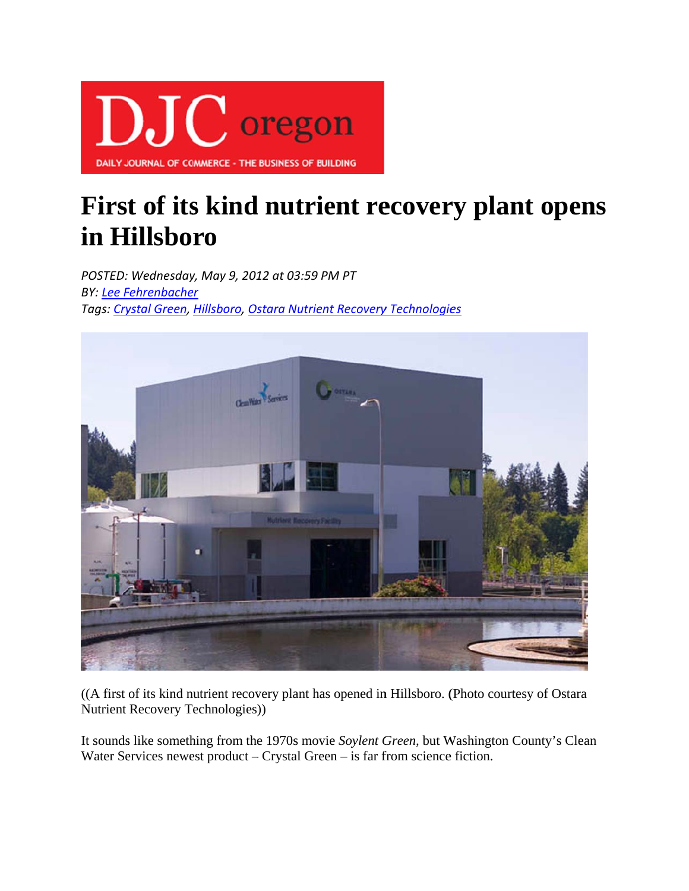DJC oregon

DAILY JOURNAL OF COMMERCE - THE BUSINESS OF BUILDING

# First of its kind nutrient recovery plant opens in Hillsboro

*POSTED: Wednesday, May 9, 2012 at 03:59 PM PT*
*BY: Lee Fehrenbacher*
*Tags: Crystal Green, Hillsboro, Ostara Nutrient Recovery Technologies*

((A first of its kind nutrient recovery plant has opened in Hillsboro. (Photo courtesy of Ostara Nutrient Recovery Technologies))

It sounds like something from the 1970s movie *Soylent Green*, but Washington County's Clean Water Services newest product – Crystal Green – is far from science fiction.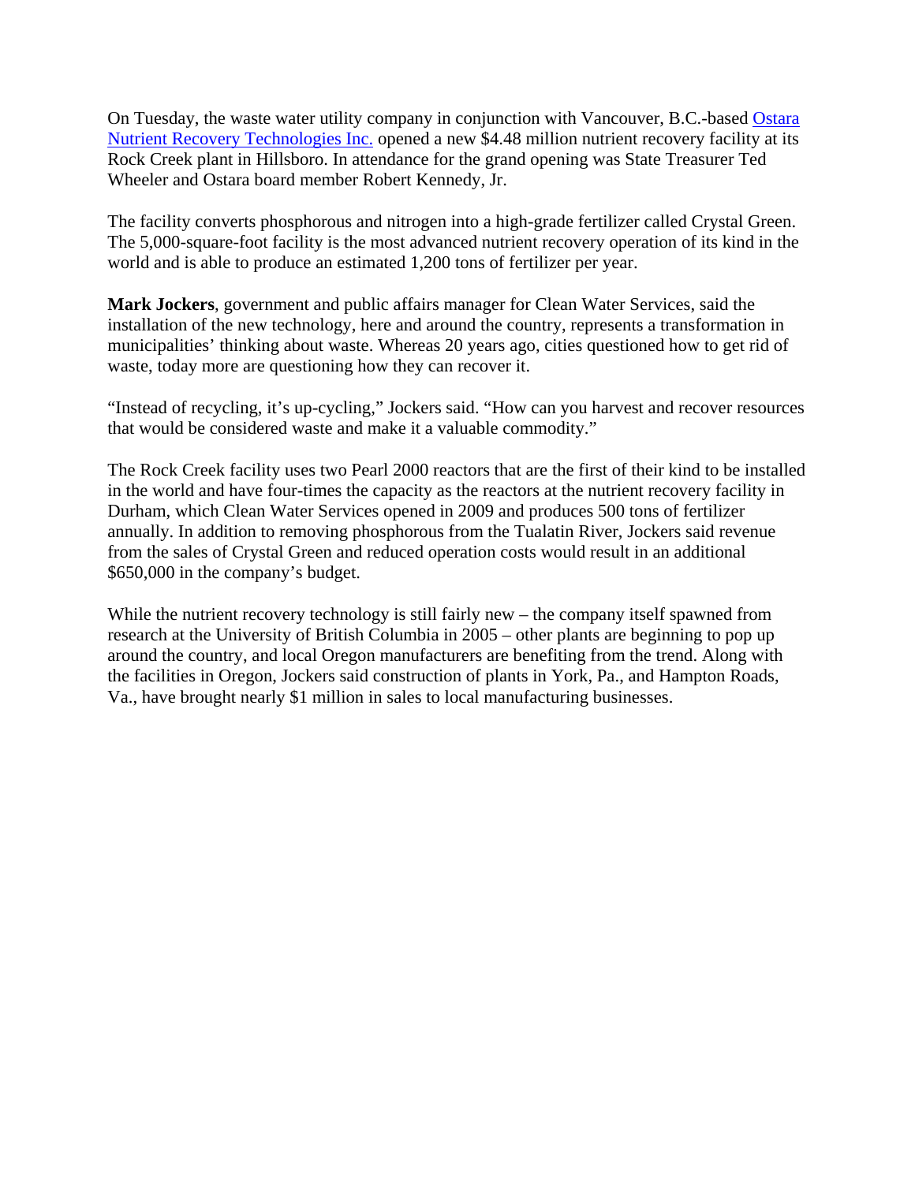On Tuesday, the waste water utility company in conjunction with Vancouver, B.C.-based Ostara Nutrient Recovery Technologies Inc. opened a new $4.48 million nutrient recovery facility at its Rock Creek plant in Hillsboro. In attendance for the grand opening was State Treasurer Ted Wheeler and Ostara board member Robert Kennedy, Jr.

The facility converts phosphorous and nitrogen into a high-grade fertilizer called Crystal Green. The 5,000-square-foot facility is the most advanced nutrient recovery operation of its kind in the world and is able to produce an estimated 1,200 tons of fertilizer per year.

**Mark Jockers**, government and public affairs manager for Clean Water Services, said the installation of the new technology, here and around the country, represents a transformation in municipalities' thinking about waste. Whereas 20 years ago, cities questioned how to get rid of waste, today more are questioning how they can recover it.

"Instead of recycling, it's up-cycling," Jockers said. "How can you harvest and recover resources that would be considered waste and make it a valuable commodity."

The Rock Creek facility uses two Pearl 2000 reactors that are the first of their kind to be installed in the world and have four-times the capacity as the reactors at the nutrient recovery facility in Durham, which Clean Water Services opened in 2009 and produces 500 tons of fertilizer annually. In addition to removing phosphorous from the Tualatin River, Jockers said revenue from the sales of Crystal Green and reduced operation costs would result in an additional $650,000 in the company's budget.

While the nutrient recovery technology is still fairly new – the company itself spawned from research at the University of British Columbia in 2005 – other plants are beginning to pop up around the country, and local Oregon manufacturers are benefiting from the trend. Along with the facilities in Oregon, Jockers said construction of plants in York, Pa., and Hampton Roads, Va., have brought nearly $1 million in sales to local manufacturing businesses.